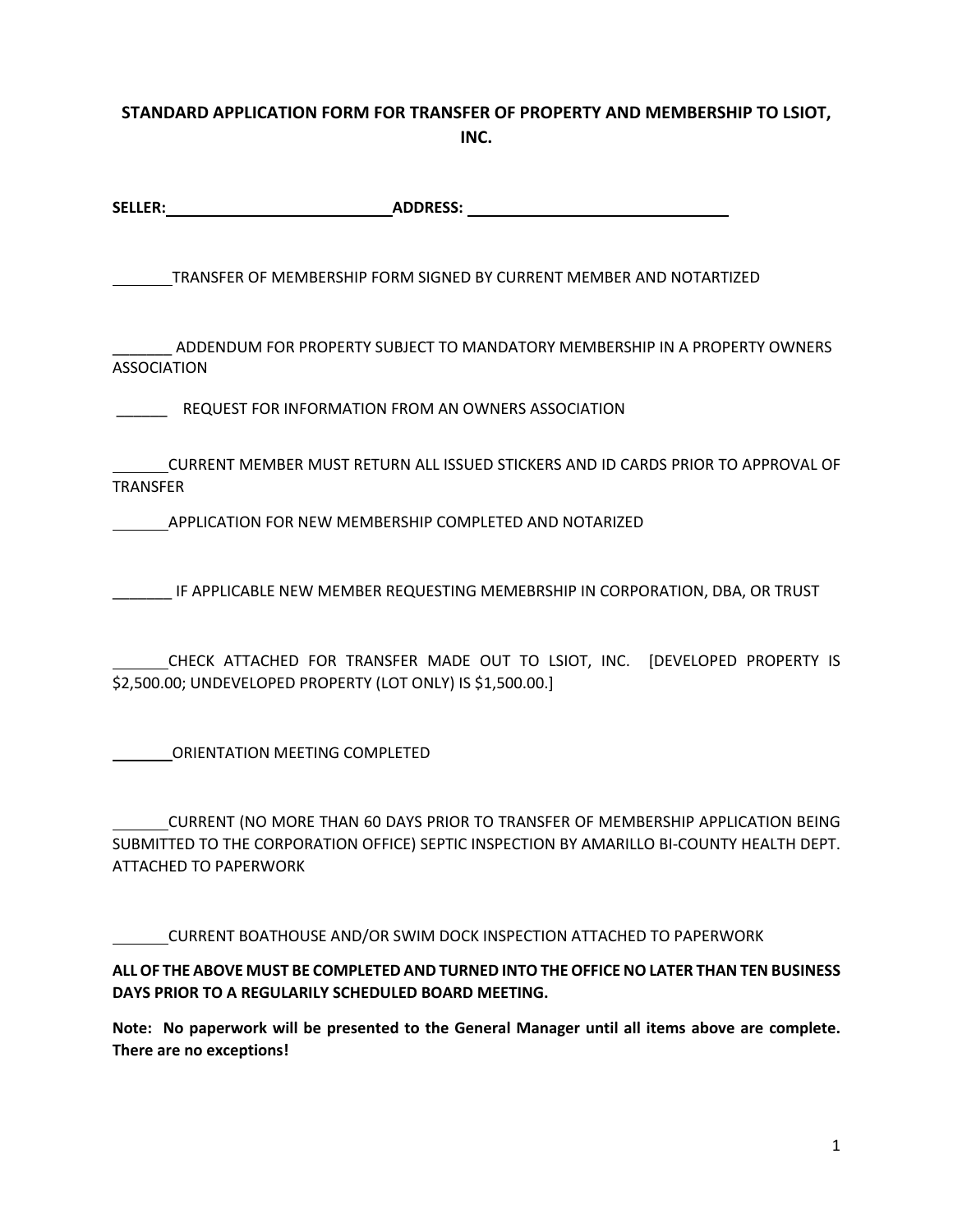**STANDARD APPLICATION FORM FOR TRANSFER OF PROPERTY AND MEMBERSHIP TO LSIOT, INC.**

**SELEER:**\_\_\_\_\_\_\_\_\_\_\_\_\_\_\_\_\_\_\_\_\_\_\_\_\_\_\_**ADDRESS:** \_\_\_\_\_\_\_\_\_\_\_\_\_\_\_\_\_\_\_\_\_\_\_\_\_\_\_\_\_\_\_\_

_______TRANSFER OF MEMBERSHIP FORM SIGNED BY CURRENT MEMBER AND NOTARTIZED

_______ ADDENDUM FOR PROPERTY SUBJECT TO MANDATORY MEMBERSHIP IN A PROPERTY OWNERS ASSOCIATION

______ REQUEST FOR INFORMATION FROM AN OWNERS ASSOCIATION

_______CURRENT MEMBER MUST RETURN ALL ISSUED STICKERS AND ID CARDS PRIOR TO APPROVAL OF TRANSFER

_______APPLICATION FOR NEW MEMBERSHIP COMPLETED AND NOTARIZED

_______ IF APPLICABLE NEW MEMBER REQUESTING MEMEBRSHIP IN CORPORATION, DBA, OR TRUST

_______CHECK ATTACHED FOR TRANSFER MADE OUT TO LSIOT, INC. [DEVELOPED PROPERTY IS $2,500.00; UNDEVELOPED PROPERTY (LOT ONLY) IS $1,500.00.]

_______ORIENTATION MEETING COMPLETED

_______CURRENT (NO MORE THAN 60 DAYS PRIOR TO TRANSFER OF MEMBERSHIP APPLICATION BEING SUBMITTED TO THE CORPORATION OFFICE) SEPTIC INSPECTION BY AMARILLO BI-COUNTY HEALTH DEPT. ATTACHED TO PAPERWORK

_______CURRENT BOATHOUSE AND/OR SWIM DOCK INSPECTION ATTACHED TO PAPERWORK

**ALL OF THE ABOVE MUST BE COMPLETED AND TURNED INTO THE OFFICE NO LATER THAN TEN BUSINESS DAYS PRIOR TO A REGULARILY SCHEDULED BOARD MEETING.**

**Note: No paperwork will be presented to the General Manager until all items above are complete. There are no exceptions!**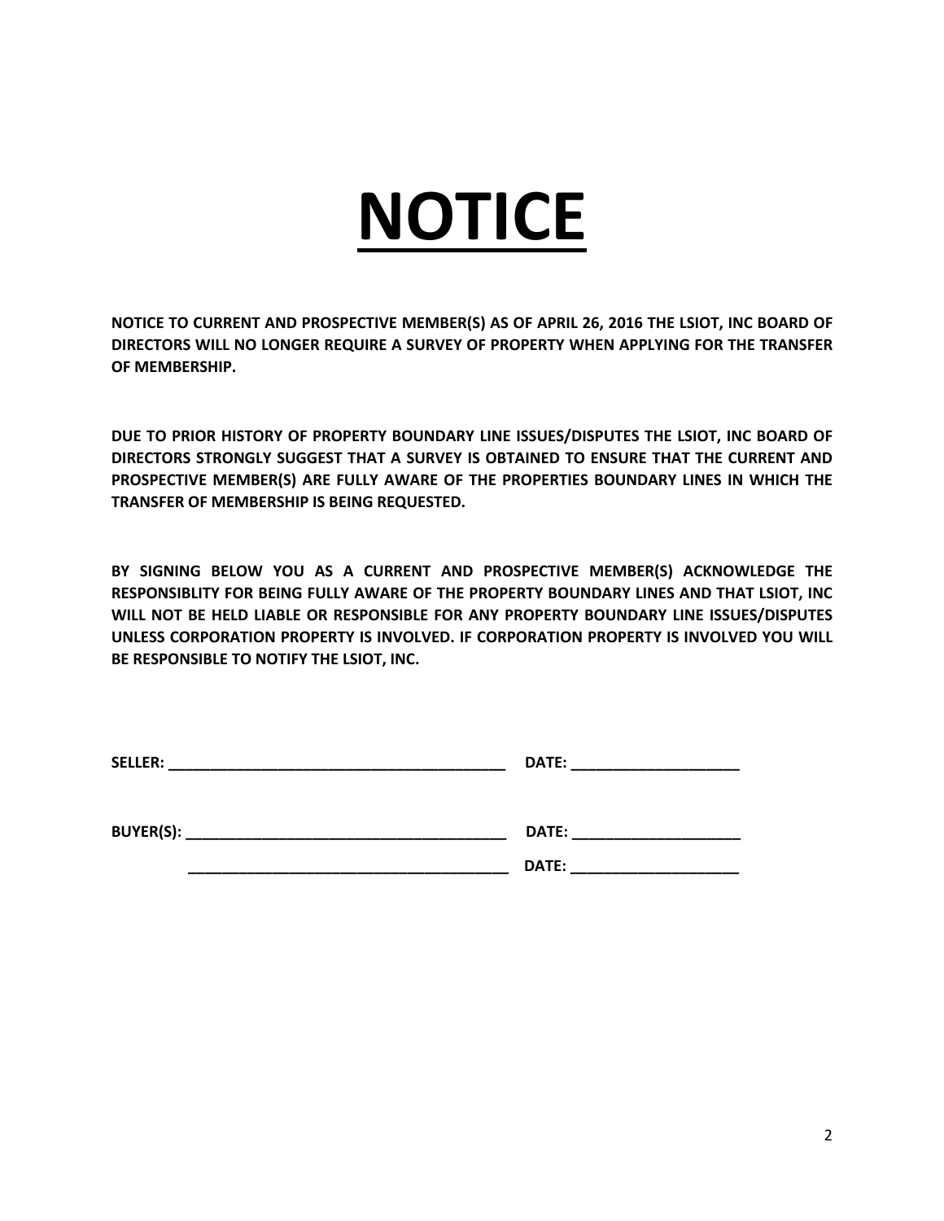# <u>NOTICE</u>

**NOTICE TO CURRENT AND PROSPECTIVE MEMBER(S) AS OF APRIL 26, 2016 THE LSIOT, INC BOARD OF DIRECTORS WILL NO LONGER REQUIRE A SURVEY OF PROPERTY WHEN APPLYING FOR THE TRANSFER OF MEMBERSHIP.**

**DUE TO PRIOR HISTORY OF PROPERTY BOUNDARY LINE ISSUES/DISPUTES THE LSIOT, INC BOARD OF DIRECTORS STRONGLY SUGGEST THAT A SURVEY IS OBTAINED TO ENSURE THAT THE CURRENT AND PROSPECTIVE MEMBER(S) ARE FULLY AWARE OF THE PROPERTIES BOUNDARY LINES IN WHICH THE TRANSFER OF MEMBERSHIP IS BEING REQUESTED.**

**BY SIGNING BELOW YOU AS A CURRENT AND PROSPECTIVE MEMBER(S) ACKNOWLEDGE THE RESPONSIBLITY FOR BEING FULLY AWARE OF THE PROPERTY BOUNDARY LINES AND THAT LSIOT, INC WILL NOT BE HELD LIABLE OR RESPONSIBLE FOR ANY PROPERTY BOUNDARY LINE ISSUES/DISPUTES UNLESS CORPORATION PROPERTY IS INVOLVED. IF CORPORATION PROPERTY IS INVOLVED YOU WILL BE RESPONSIBLE TO NOTIFY THE LSIOT, INC.**

**SELLER:** ________________________________________ **DATE:** ____________________

**BUYER(S):** ______________________________________ **DATE:** ____________________

______________________________________ **DATE:** ____________________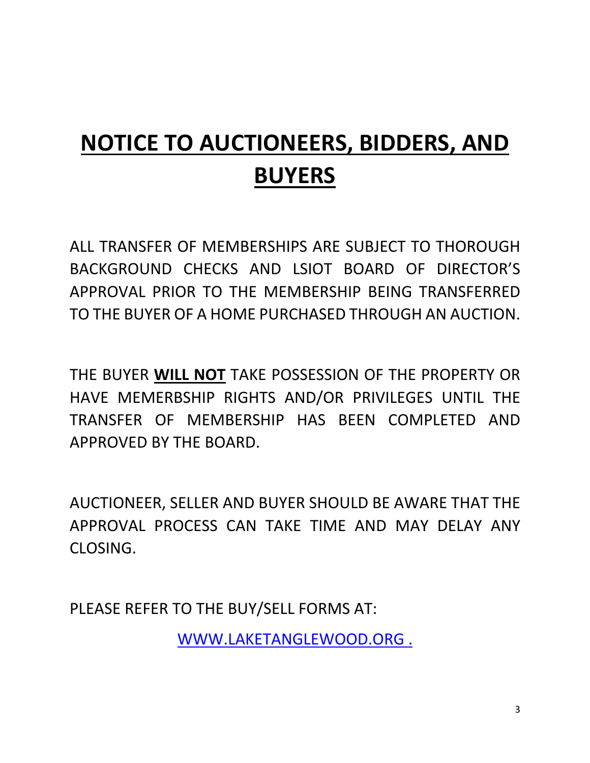# **NOTICE TO AUCTIONEERS, BIDDERS, AND BUYERS**

ALL TRANSFER OF MEMBERSHIPS ARE SUBJECT TO THOROUGH BACKGROUND CHECKS AND LSIOT BOARD OF DIRECTOR'S APPROVAL PRIOR TO THE MEMBERSHIP BEING TRANSFERRED TO THE BUYER OF A HOME PURCHASED THROUGH AN AUCTION.

THE BUYER **WILL NOT** TAKE POSSESSION OF THE PROPERTY OR HAVE MEMERBSHIP RIGHTS AND/OR PRIVILEGES UNTIL THE TRANSFER OF MEMBERSHIP HAS BEEN COMPLETED AND APPROVED BY THE BOARD.

AUCTIONEER, SELLER AND BUYER SHOULD BE AWARE THAT THE APPROVAL PROCESS CAN TAKE TIME AND MAY DELAY ANY CLOSING.

PLEASE REFER TO THE BUY/SELL FORMS AT:

WWW.LAKETANGLEWOOD.ORG .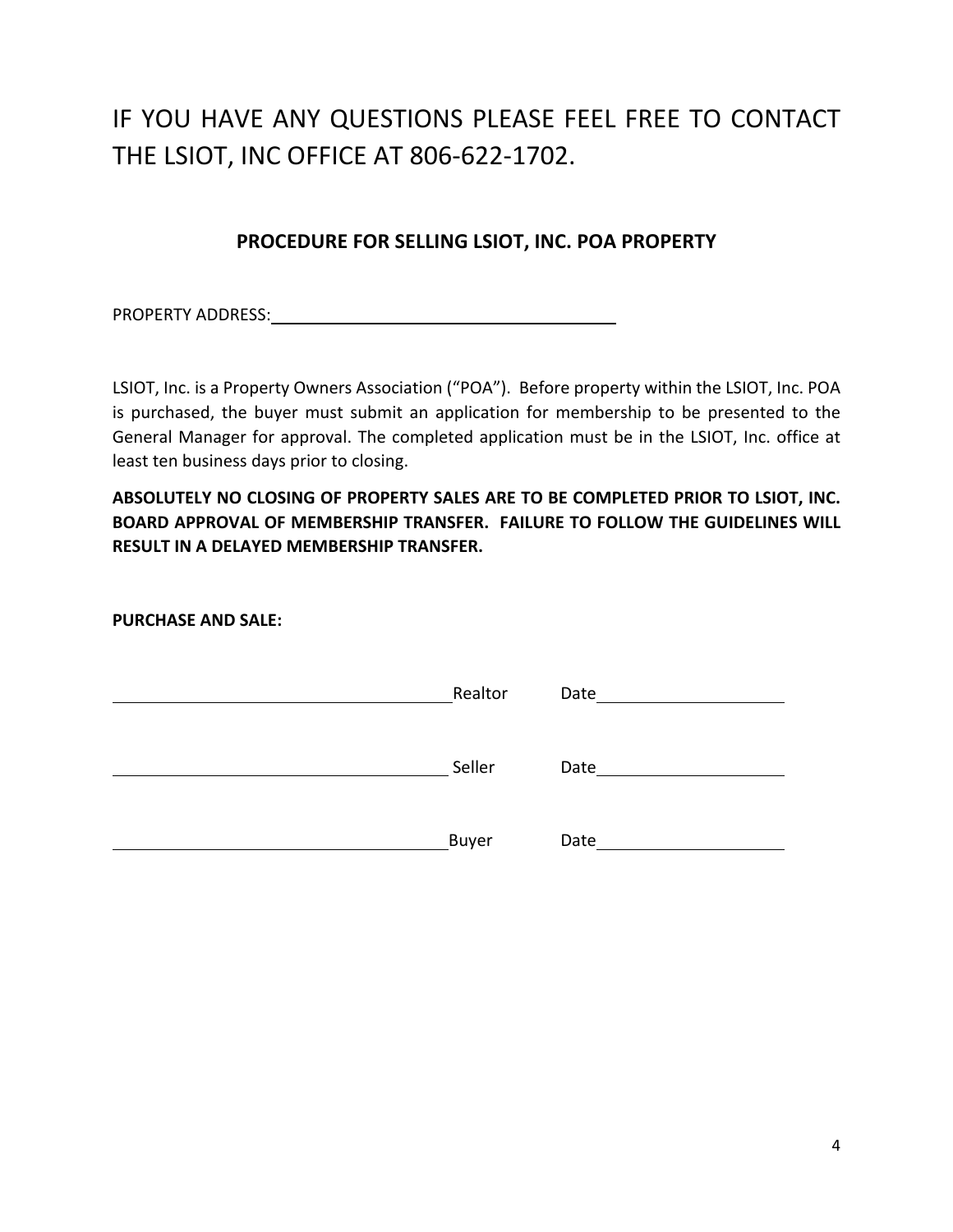IF YOU HAVE ANY QUESTIONS PLEASE FEEL FREE TO CONTACT THE LSIOT, INC OFFICE AT 806-622-1702.

## PROCEDURE FOR SELLING LSIOT, INC. POA PROPERTY

PROPERTY ADDRESS:______________________________________

LSIOT, Inc. is a Property Owners Association ("POA"). Before property within the LSIOT, Inc. POA is purchased, the buyer must submit an application for membership to be presented to the General Manager for approval. The completed application must be in the LSIOT, Inc. office at least ten business days prior to closing.

**ABSOLUTELY NO CLOSING OF PROPERTY SALES ARE TO BE COMPLETED PRIOR TO LSIOT, INC. BOARD APPROVAL OF MEMBERSHIP TRANSFER. FAILURE TO FOLLOW THE GUIDELINES WILL RESULT IN A DELAYED MEMBERSHIP TRANSFER.**

**PURCHASE AND SALE:**

______________________________________ Realtor Date____________________

______________________________________ Seller Date____________________

______________________________________ Buyer Date____________________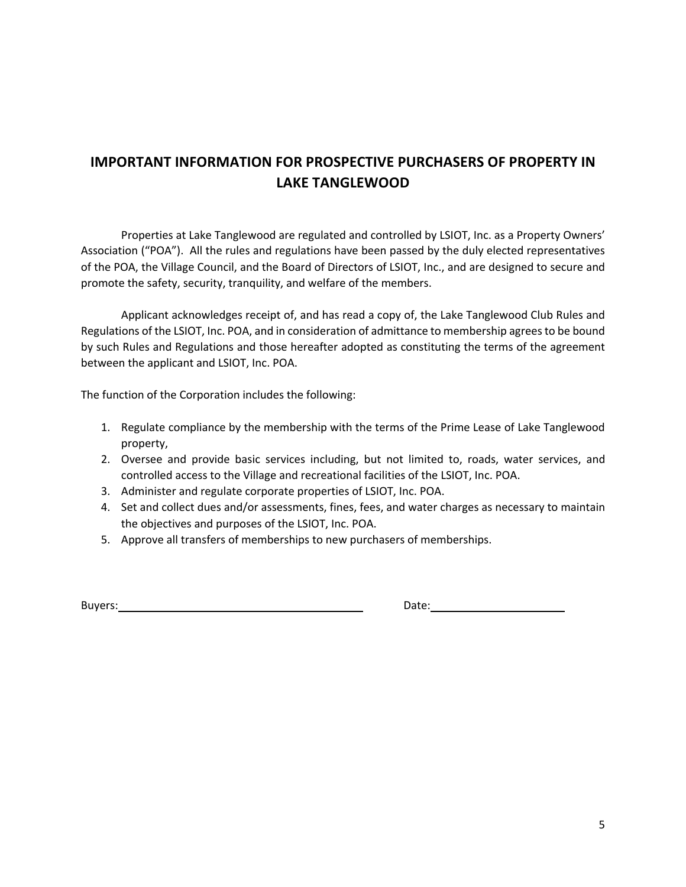# IMPORTANT INFORMATION FOR PROSPECTIVE PURCHASERS OF PROPERTY IN LAKE TANGLEWOOD

Properties at Lake Tanglewood are regulated and controlled by LSIOT, Inc. as a Property Owners' Association ("POA"). All the rules and regulations have been passed by the duly elected representatives of the POA, the Village Council, and the Board of Directors of LSIOT, Inc., and are designed to secure and promote the safety, security, tranquility, and welfare of the members.

Applicant acknowledges receipt of, and has read a copy of, the Lake Tanglewood Club Rules and Regulations of the LSIOT, Inc. POA, and in consideration of admittance to membership agrees to be bound by such Rules and Regulations and those hereafter adopted as constituting the terms of the agreement between the applicant and LSIOT, Inc. POA.

The function of the Corporation includes the following:

1. Regulate compliance by the membership with the terms of the Prime Lease of Lake Tanglewood property,
2. Oversee and provide basic services including, but not limited to, roads, water services, and controlled access to the Village and recreational facilities of the LSIOT, Inc. POA.
3. Administer and regulate corporate properties of LSIOT, Inc. POA.
4. Set and collect dues and/or assessments, fines, fees, and water charges as necessary to maintain the objectives and purposes of the LSIOT, Inc. POA.
5. Approve all transfers of memberships to new purchasers of memberships.

Buyers:\_\_\_\_\_\_\_\_\_\_\_\_\_\_\_\_\_\_\_\_\_\_\_\_\_\_\_\_\_\_\_\_\_\_\_\_\_\_ Date:\_\_\_\_\_\_\_\_\_\_\_\_\_\_\_\_\_\_\_\_\_\_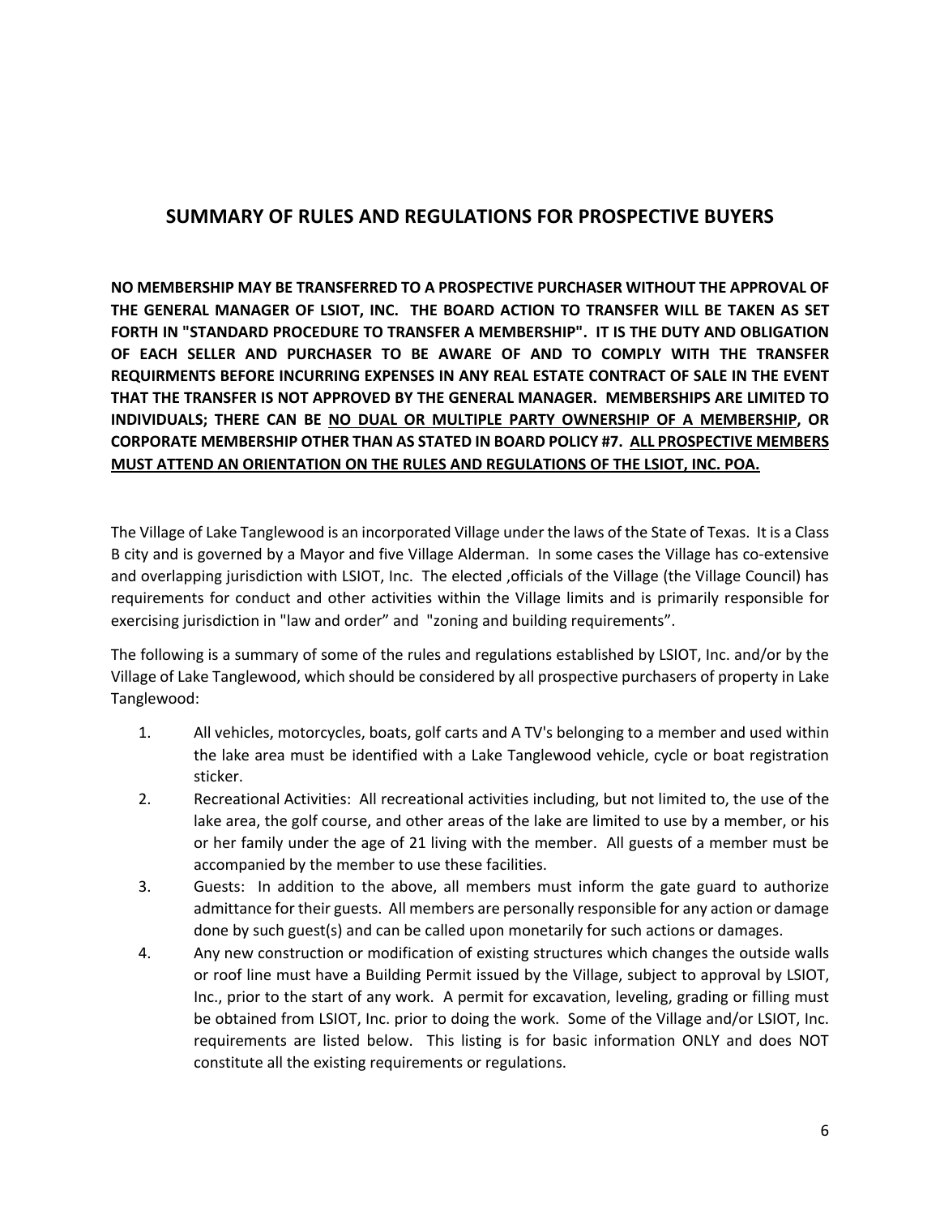## SUMMARY OF RULES AND REGULATIONS FOR PROSPECTIVE BUYERS

**NO MEMBERSHIP MAY BE TRANSFERRED TO A PROSPECTIVE PURCHASER WITHOUT THE APPROVAL OF THE GENERAL MANAGER OF LSIOT, INC. THE BOARD ACTION TO TRANSFER WILL BE TAKEN AS SET FORTH IN "STANDARD PROCEDURE TO TRANSFER A MEMBERSHIP". IT IS THE DUTY AND OBLIGATION OF EACH SELLER AND PURCHASER TO BE AWARE OF AND TO COMPLY WITH THE TRANSFER REQUIRMENTS BEFORE INCURRING EXPENSES IN ANY REAL ESTATE CONTRACT OF SALE IN THE EVENT THAT THE TRANSFER IS NOT APPROVED BY THE GENERAL MANAGER. MEMBERSHIPS ARE LIMITED TO INDIVIDUALS; THERE CAN BE <u>NO DUAL OR MULTIPLE PARTY OWNERSHIP OF A MEMBERSHIP</u>, OR CORPORATE MEMBERSHIP OTHER THAN AS STATED IN BOARD POLICY #7. <u>ALL PROSPECTIVE MEMBERS MUST ATTEND AN ORIENTATION ON THE RULES AND REGULATIONS OF THE LSIOT, INC. POA.</u>**

The Village of Lake Tanglewood is an incorporated Village under the laws of the State of Texas. It is a Class B city and is governed by a Mayor and five Village Alderman. In some cases the Village has co-extensive and overlapping jurisdiction with LSIOT, Inc. The elected ,officials of the Village (the Village Council) has requirements for conduct and other activities within the Village limits and is primarily responsible for exercising jurisdiction in "law and order" and "zoning and building requirements".

The following is a summary of some of the rules and regulations established by LSIOT, Inc. and/or by the Village of Lake Tanglewood, which should be considered by all prospective purchasers of property in Lake Tanglewood:

1. All vehicles, motorcycles, boats, golf carts and A TV's belonging to a member and used within the lake area must be identified with a Lake Tanglewood vehicle, cycle or boat registration sticker.
2. Recreational Activities: All recreational activities including, but not limited to, the use of the lake area, the golf course, and other areas of the lake are limited to use by a member, or his or her family under the age of 21 living with the member. All guests of a member must be accompanied by the member to use these facilities.
3. Guests: In addition to the above, all members must inform the gate guard to authorize admittance for their guests. All members are personally responsible for any action or damage done by such guest(s) and can be called upon monetarily for such actions or damages.
4. Any new construction or modification of existing structures which changes the outside walls or roof line must have a Building Permit issued by the Village, subject to approval by LSIOT, Inc., prior to the start of any work. A permit for excavation, leveling, grading or filling must be obtained from LSIOT, Inc. prior to doing the work. Some of the Village and/or LSIOT, Inc. requirements are listed below. This listing is for basic information ONLY and does NOT constitute all the existing requirements or regulations.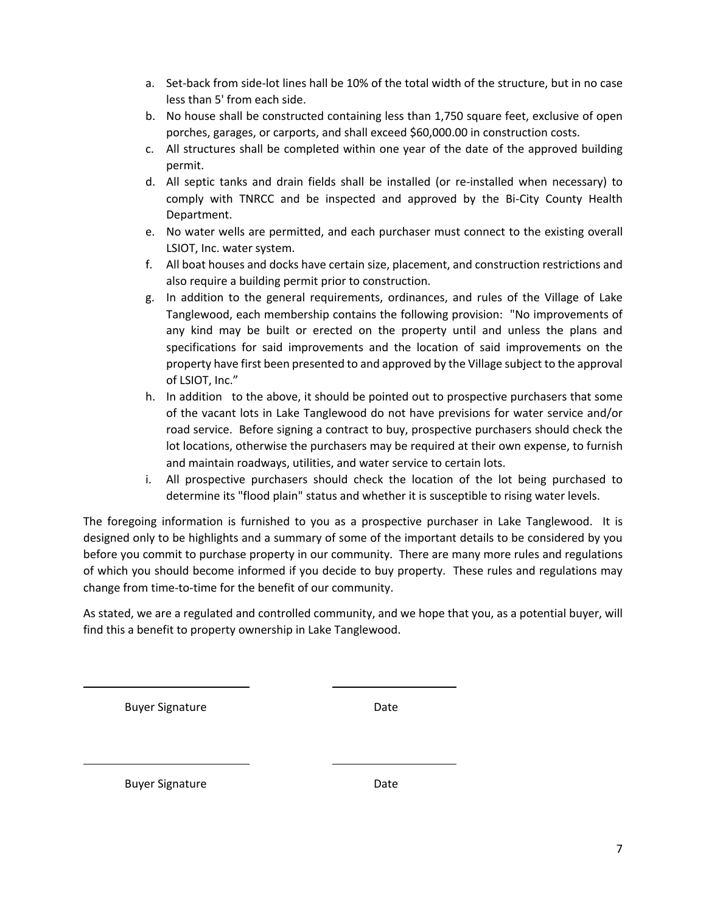a. Set-back from side-lot lines hall be 10% of the total width of the structure, but in no case less than 5' from each side.
b. No house shall be constructed containing less than 1,750 square feet, exclusive of open porches, garages, or carports, and shall exceed $60,000.00 in construction costs.
c. All structures shall be completed within one year of the date of the approved building permit.
d. All septic tanks and drain fields shall be installed (or re-installed when necessary) to comply with TNRCC and be inspected and approved by the Bi-City County Health Department.
e. No water wells are permitted, and each purchaser must connect to the existing overall LSIOT, Inc. water system.
f. All boat houses and docks have certain size, placement, and construction restrictions and also require a building permit prior to construction.
g. In addition to the general requirements, ordinances, and rules of the Village of Lake Tanglewood, each membership contains the following provision: "No improvements of any kind may be built or erected on the property until and unless the plans and specifications for said improvements and the location of said improvements on the property have first been presented to and approved by the Village subject to the approval of LSIOT, Inc."
h. In addition to the above, it should be pointed out to prospective purchasers that some of the vacant lots in Lake Tanglewood do not have previsions for water service and/or road service. Before signing a contract to buy, prospective purchasers should check the lot locations, otherwise the purchasers may be required at their own expense, to furnish and maintain roadways, utilities, and water service to certain lots.
i. All prospective purchasers should check the location of the lot being purchased to determine its "flood plain" status and whether it is susceptible to rising water levels.

The foregoing information is furnished to you as a prospective purchaser in Lake Tanglewood. It is designed only to be highlights and a summary of some of the important details to be considered by you before you commit to purchase property in our community. There are many more rules and regulations of which you should become informed if you decide to buy property. These rules and regulations may change from time-to-time for the benefit of our community.

As stated, we are a regulated and controlled community, and we hope that you, as a potential buyer, will find this a benefit to property ownership in Lake Tanglewood.

\_\_\_\_\_\_\_\_\_\_\_\_\_\_\_\_\_\_\_\_\_\_\_\_ \_\_\_\_\_\_\_\_\_\_\_\_\_\_\_\_\_\_

Buyer Signature Date

\_\_\_\_\_\_\_\_\_\_\_\_\_\_\_\_\_\_\_\_\_\_\_\_ \_\_\_\_\_\_\_\_\_\_\_\_\_\_\_\_\_\_

Buyer Signature Date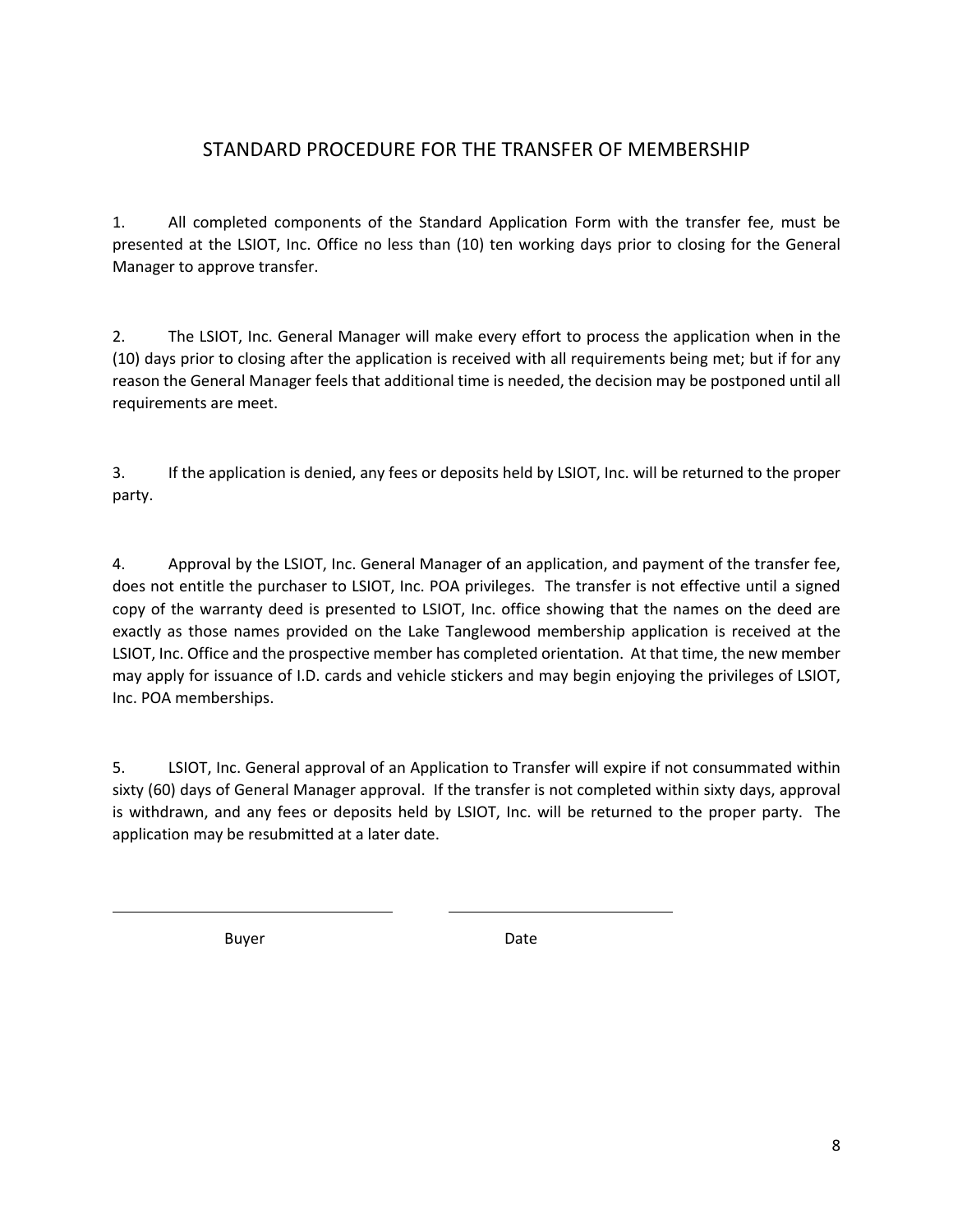# STANDARD PROCEDURE FOR THE TRANSFER OF MEMBERSHIP

1. All completed components of the Standard Application Form with the transfer fee, must be presented at the LSIOT, Inc. Office no less than (10) ten working days prior to closing for the General Manager to approve transfer.

2. The LSIOT, Inc. General Manager will make every effort to process the application when in the (10) days prior to closing after the application is received with all requirements being met; but if for any reason the General Manager feels that additional time is needed, the decision may be postponed until all requirements are meet.

3. If the application is denied, any fees or deposits held by LSIOT, Inc. will be returned to the proper party.

4. Approval by the LSIOT, Inc. General Manager of an application, and payment of the transfer fee, does not entitle the purchaser to LSIOT, Inc. POA privileges. The transfer is not effective until a signed copy of the warranty deed is presented to LSIOT, Inc. office showing that the names on the deed are exactly as those names provided on the Lake Tanglewood membership application is received at the LSIOT, Inc. Office and the prospective member has completed orientation. At that time, the new member may apply for issuance of I.D. cards and vehicle stickers and may begin enjoying the privileges of LSIOT, Inc. POA memberships.

5. LSIOT, Inc. General approval of an Application to Transfer will expire if not consummated within sixty (60) days of General Manager approval. If the transfer is not completed within sixty days, approval is withdrawn, and any fees or deposits held by LSIOT, Inc. will be returned to the proper party. The application may be resubmitted at a later date.

\_\_\_\_\_\_\_\_\_\_\_\_\_\_\_\_\_\_\_\_\_\_\_\_\_\_\_\_\_\_ \_\_\_\_\_\_\_\_\_\_\_\_\_\_\_\_\_\_\_\_\_\_\_\_\_

Buyer Date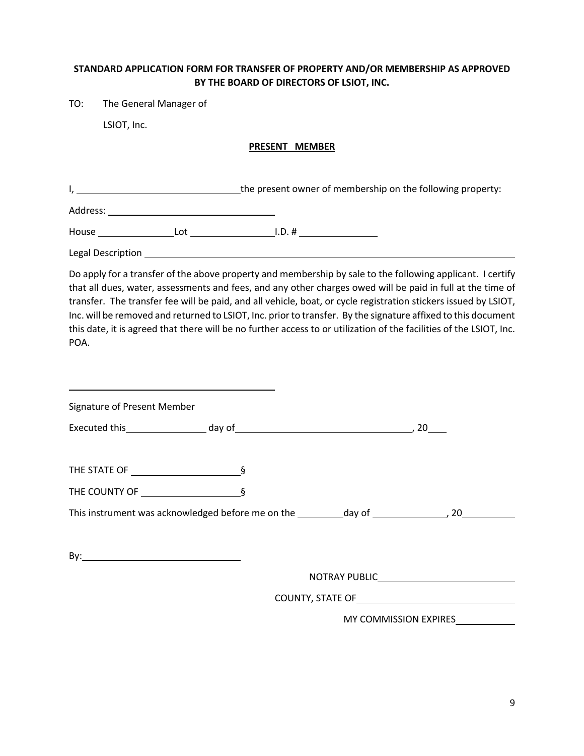**STANDARD APPLICATION FORM FOR TRANSFER OF PROPERTY AND/OR MEMBERSHIP AS APPROVED BY THE BOARD OF DIRECTORS OF LSIOT, INC.**

TO: The General Manager of

LSIOT, Inc.

**PRESENT MEMBER**

I, ______________________________ the present owner of membership on the following property:

Address: ______________________________

House ______________ Lot ______________ I.D. # ______________

Legal Description ____________________________________________________________

Do apply for a transfer of the above property and membership by sale to the following applicant. I certify that all dues, water, assessments and fees, and any other charges owed will be paid in full at the time of transfer. The transfer fee will be paid, and all vehicle, boat, or cycle registration stickers issued by LSIOT, Inc. will be removed and returned to LSIOT, Inc. prior to transfer. By the signature affixed to this document this date, it is agreed that there will be no further access to or utilization of the facilities of the LSIOT, Inc. POA.

______________________________________

Signature of Present Member

Executed this ______________ day of ______________________________, 20____

THE STATE OF ____________________ §

THE COUNTY OF __________________ §

This instrument was acknowledged before me on the ________ day of ______________, 20________

By: ______________________________

NOTRAY PUBLIC ________________________

COUNTY, STATE OF ____________________________

MY COMMISSION EXPIRES __________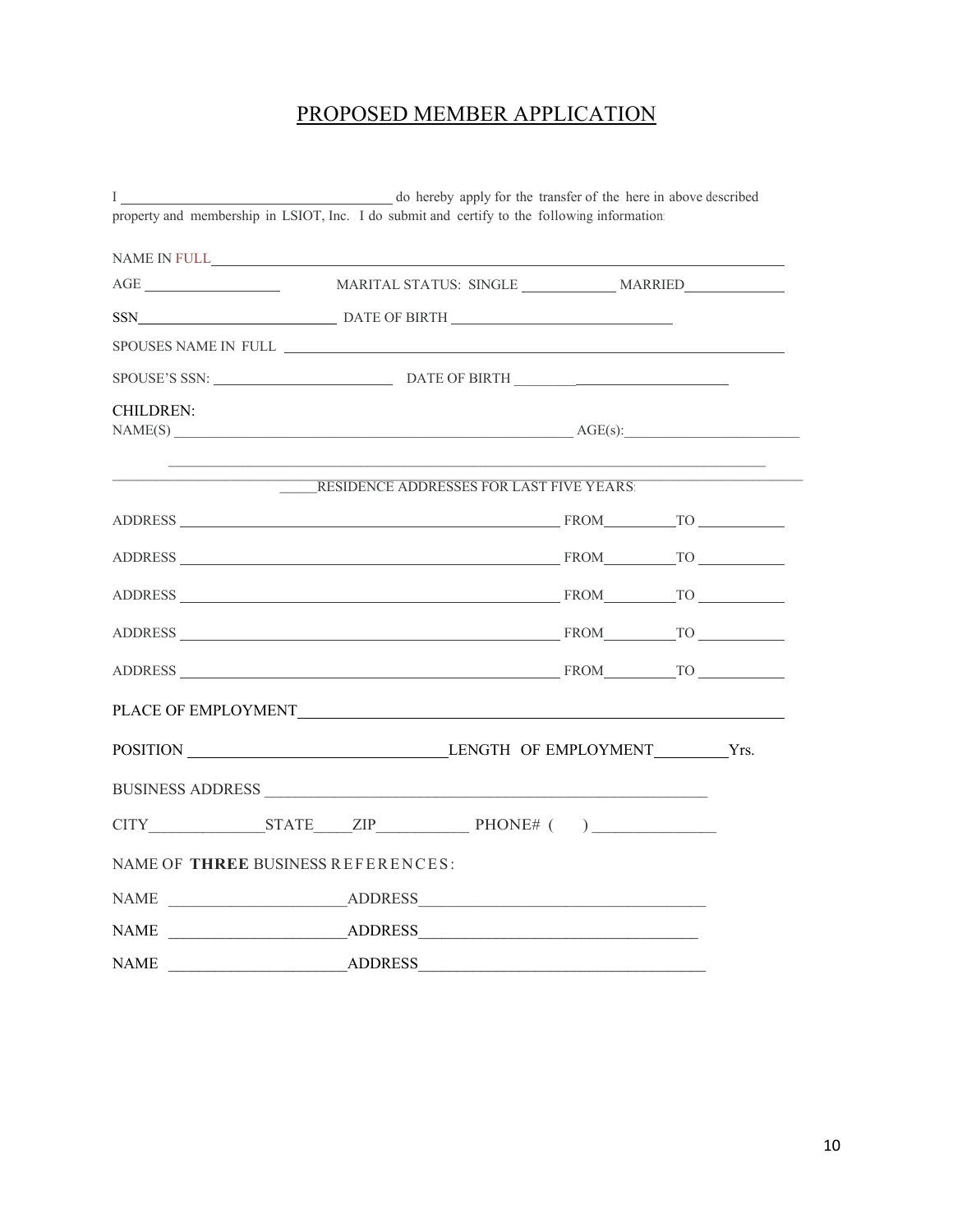# PROPOSED MEMBER APPLICATION

I ______________________________ do hereby apply for the transfer of the here in above described property and membership in LSIOT, Inc. I do submit and certify to the following information:

NAME IN FULL______________________________________________________________

AGE ________________ MARITAL STATUS: SINGLE ___________ MARRIED___________

SSN______________________ DATE OF BIRTH _________________________

SPOUSES NAME IN FULL ______________________________________________________

SPOUSE'S SSN: ____________________ DATE OF BIRTH _____________________

CHILDREN:
NAME(S) ____________________________________________ AGE(s):____________________

_____RESIDENCE ADDRESSES FOR LAST FIVE YEARS:

ADDRESS __________________________________________ FROM_________TO __________

ADDRESS __________________________________________ FROM_________TO __________

ADDRESS __________________________________________ FROM_________TO __________

ADDRESS __________________________________________ FROM_________TO __________

ADDRESS __________________________________________ FROM_________TO __________

PLACE OF EMPLOYMENT______________________________________________________

POSITION ____________________________LENGTH OF EMPLOYMENT_________Yrs.

BUSINESS ADDRESS ______________________________________________________

CITY______________STATE____ZIP___________ PHONE# (    ) _______________

NAME OF **THREE** BUSINESS REFERENCES:

NAME ______________________ADDRESS____________________________________

NAME ______________________ADDRESS____________________________________

NAME ______________________ADDRESS____________________________________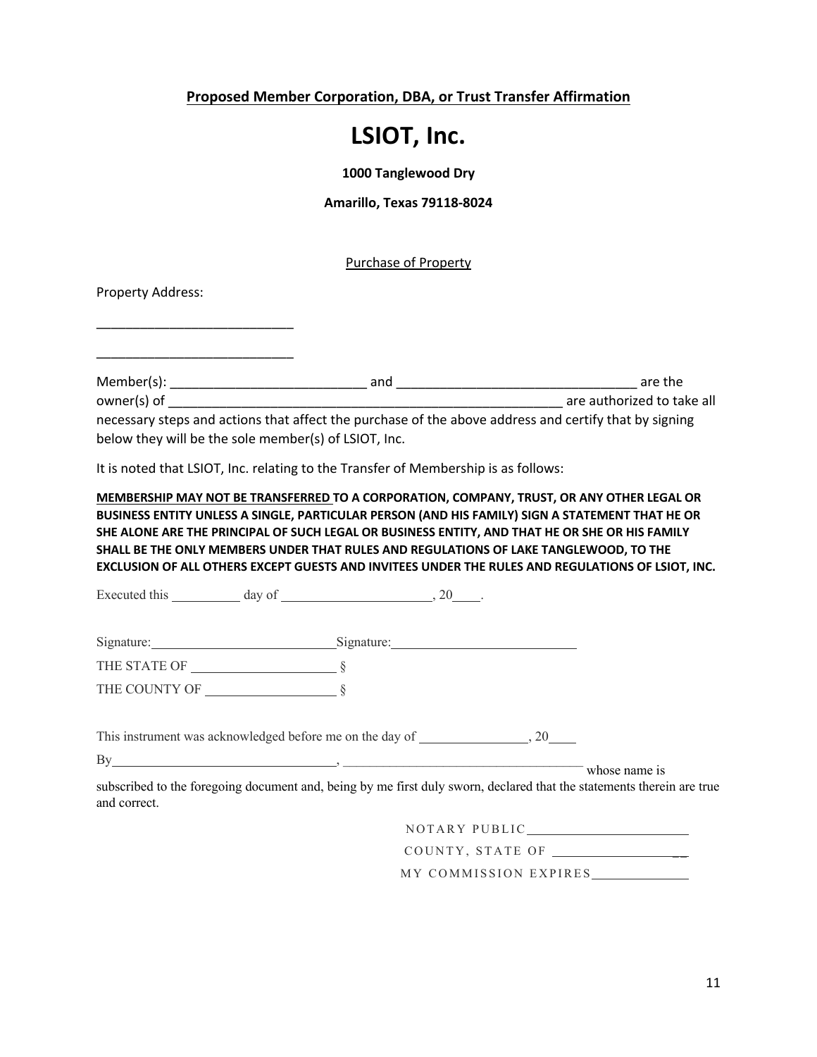**Proposed Member Corporation, DBA, or Trust Transfer Affirmation**

# LSIOT, Inc.

**1000 Tanglewood Dry**

**Amarillo, Texas 79118-8024**

Purchase of Property

Property Address:

___________________________

___________________________

Member(s): ___________________________ and _________________________________ are the owner(s) of _______________________________________________________ are authorized to take all necessary steps and actions that affect the purchase of the above address and certify that by signing below they will be the sole member(s) of LSIOT, Inc.

It is noted that LSIOT, Inc. relating to the Transfer of Membership is as follows:

**MEMBERSHIP MAY NOT BE TRANSFERRED TO A CORPORATION, COMPANY, TRUST, OR ANY OTHER LEGAL OR BUSINESS ENTITY UNLESS A SINGLE, PARTICULAR PERSON (AND HIS FAMILY) SIGN A STATEMENT THAT HE OR SHE ALONE ARE THE PRINCIPAL OF SUCH LEGAL OR BUSINESS ENTITY, AND THAT HE OR SHE OR HIS FAMILY SHALL BE THE ONLY MEMBERS UNDER THAT RULES AND REGULATIONS OF LAKE TANGLEWOOD, TO THE EXCLUSION OF ALL OTHERS EXCEPT GUESTS AND INVITEES UNDER THE RULES AND REGULATIONS OF LSIOT, INC.**

Executed this __________ day of ______________________, 20____.

Signature:___________________________ Signature:___________________________

THE STATE OF _____________________ §

THE COUNTY OF ___________________ §

This instrument was acknowledged before me on the day of ________________, 20____

By_________________________________, ___________________________________ whose name is subscribed to the foregoing document and, being by me first duly sworn, declared that the statements therein are true and correct.

NOTARY PUBLIC________________________

COUNTY, STATE OF ____________________

MY COMMISSION EXPIRES______________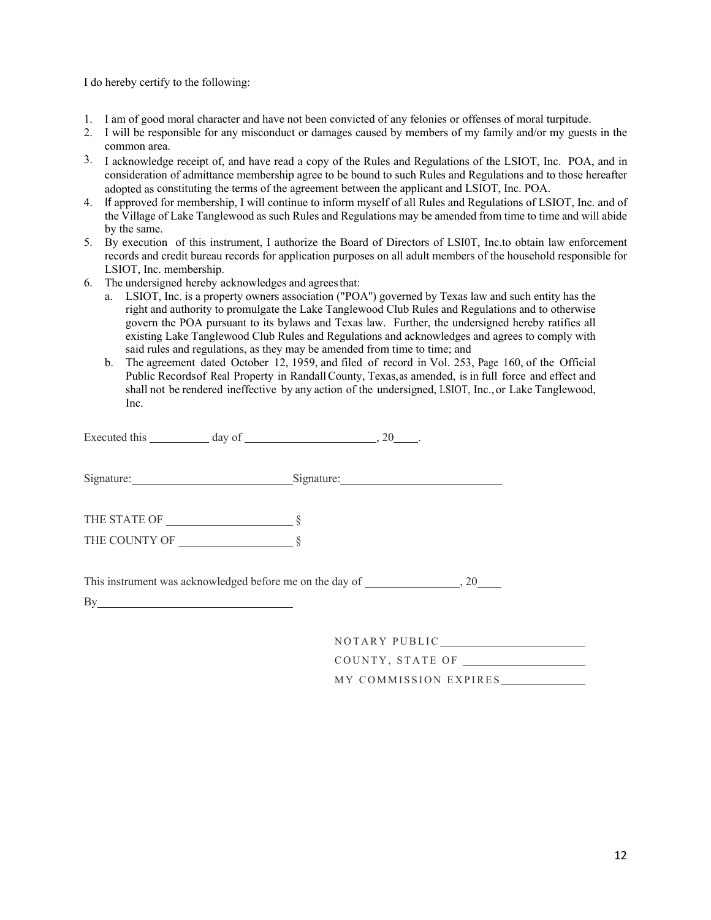I do hereby certify to the following:

1. I am of good moral character and have not been convicted of any felonies or offenses of moral turpitude.
2. I will be responsible for any misconduct or damages caused by members of my family and/or my guests in the common area.
3. I acknowledge receipt of, and have read a copy of the Rules and Regulations of the LSIOT, Inc. POA, and in consideration of admittance membership agree to be bound to such Rules and Regulations and to those hereafter adopted as constituting the terms of the agreement between the applicant and LSIOT, Inc. POA.
4. If approved for membership, I will continue to inform myself of all Rules and Regulations of LSIOT, Inc. and of the Village of Lake Tanglewood as such Rules and Regulations may be amended from time to time and will abide by the same.
5. By execution of this instrument, I authorize the Board of Directors of LSI0T, Inc.to obtain law enforcement records and credit bureau records for application purposes on all adult members of the household responsible for LSIOT, Inc. membership.
6. The undersigned hereby acknowledges and agrees that:
   a. LSIOT, Inc. is a property owners association ("POA") governed by Texas law and such entity has the right and authority to promulgate the Lake Tanglewood Club Rules and Regulations and to otherwise govern the POA pursuant to its bylaws and Texas law. Further, the undersigned hereby ratifies all existing Lake Tanglewood Club Rules and Regulations and acknowledges and agrees to comply with said rules and regulations, as they may be amended from time to time; and
   b. The agreement dated October 12, 1959, and filed of record in Vol. 253, Page 160, of the Official Public Records of Real Property in Randall County, Texas, as amended, is in full force and effect and shall not be rendered ineffective by any action of the undersigned, LSIOT, Inc., or Lake Tanglewood, Inc.

Executed this __________ day of ______________________, 20____.

Signature:___________________________ Signature:___________________________

THE STATE OF _____________________ §

THE COUNTY OF ___________________ §

This instrument was acknowledged before me on the day of ________________, 20____

By_________________________________

NOTARY PUBLIC________________________

COUNTY, STATE OF ____________________

MY COMMISSION EXPIRES______________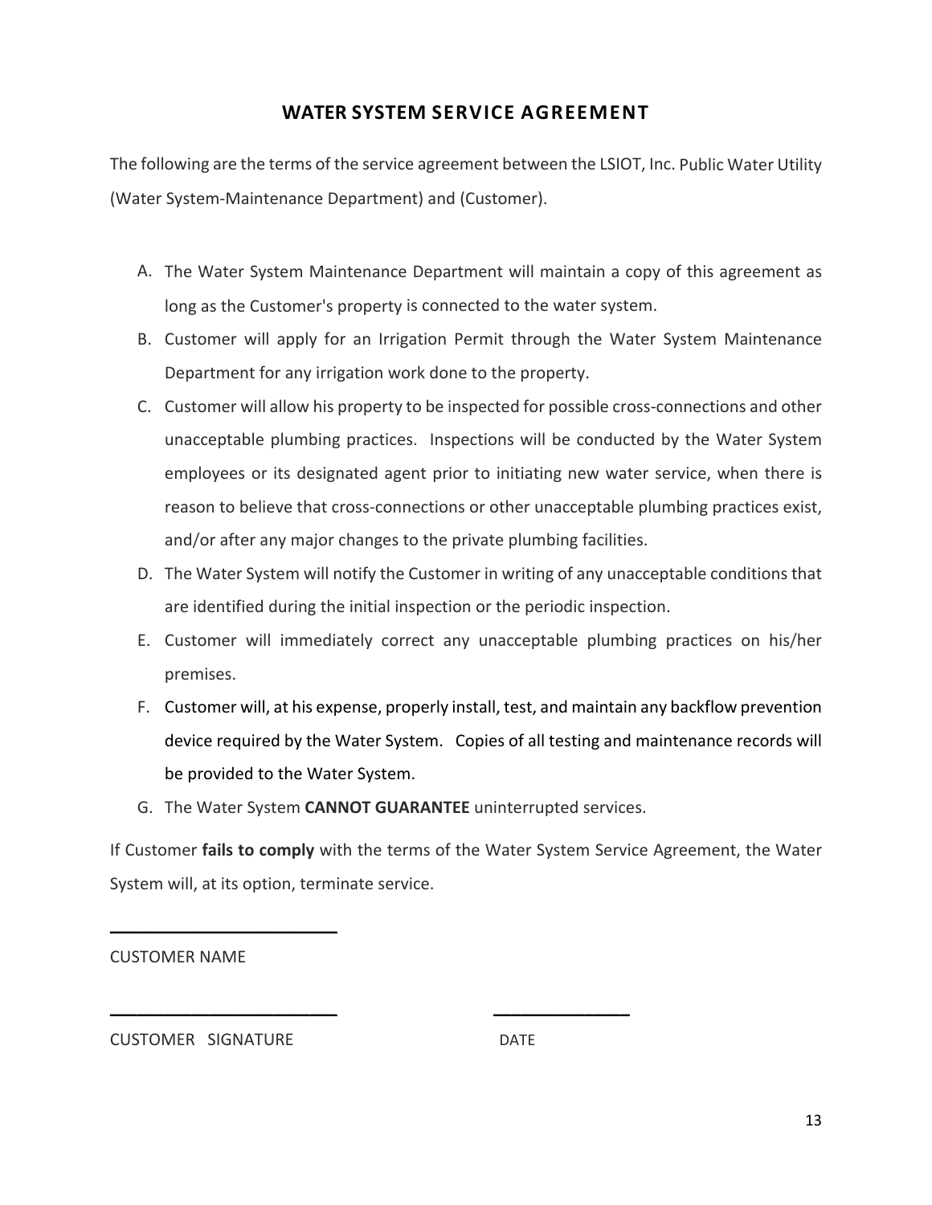# WATER SYSTEM SERVICE AGREEMENT

The following are the terms of the service agreement between the LSIOT, Inc. Public Water Utility (Water System-Maintenance Department) and (Customer).

A. The Water System Maintenance Department will maintain a copy of this agreement as long as the Customer's property is connected to the water system.
B. Customer will apply for an Irrigation Permit through the Water System Maintenance Department for any irrigation work done to the property.
C. Customer will allow his property to be inspected for possible cross-connections and other unacceptable plumbing practices. Inspections will be conducted by the Water System employees or its designated agent prior to initiating new water service, when there is reason to believe that cross-connections or other unacceptable plumbing practices exist, and/or after any major changes to the private plumbing facilities.
D. The Water System will notify the Customer in writing of any unacceptable conditions that are identified during the initial inspection or the periodic inspection.
E. Customer will immediately correct any unacceptable plumbing practices on his/her premises.
F. Customer will, at his expense, properly install, test, and maintain any backflow prevention device required by the Water System. Copies of all testing and maintenance records will be provided to the Water System.
G. The Water System **CANNOT GUARANTEE** uninterrupted services.

If Customer **fails to comply** with the terms of the Water System Service Agreement, the Water System will, at its option, terminate service.

\_\_\_\_\_\_\_\_\_\_\_\_\_\_\_\_\_\_\_\_\_\_\_\_\_

CUSTOMER NAME

\_\_\_\_\_\_\_\_\_\_\_\_\_\_\_\_\_\_\_\_\_\_\_\_\_ \_\_\_\_\_\_\_\_\_\_\_\_\_\_\_

CUSTOMER SIGNATURE DATE